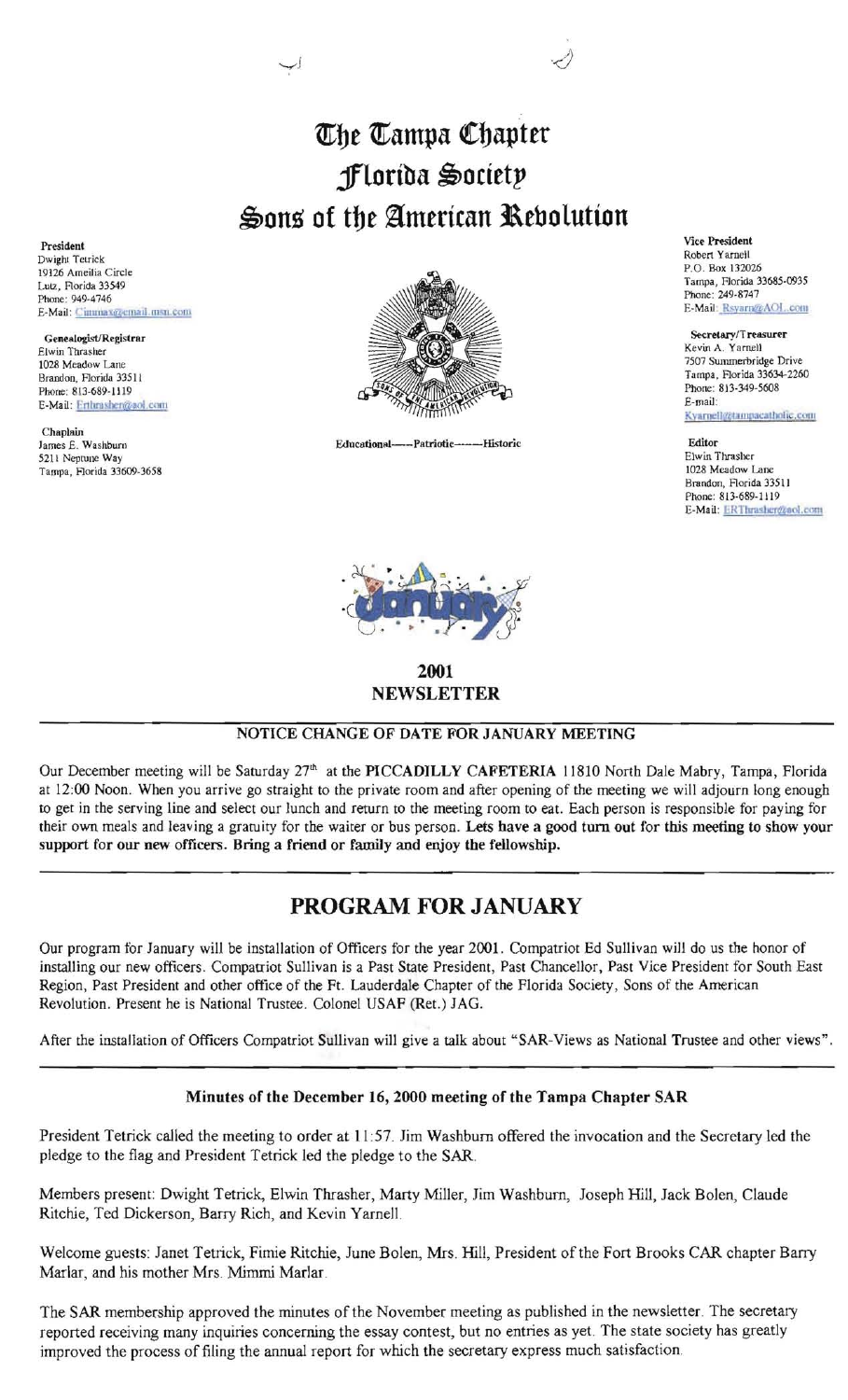# The Tampa Chapter
# Florida Society
# Sons of the American Revolution

**President**
Dwight Tetrick
19126 Ameilia Circle
Lutz, Florida 33549
Phone: 949-4746
E-Mail: Cimmax@email.msn.com

**Genealogist/Registrar**
Elwin Thrasher
1028 Meadow Lane
Brandon, Florida 33511
Phone: 813-689-1119
E-Mail: Erthrasher@aol.com

**Chaplain**
James E. Washburn
5211 Neptune Way
Tampa, Florida 33609-3658

Educational——Patriotic——Historic

**Vice President**
Robert Yarnell
P.O. Box 132026
Tampa, Florida 33685-0935
Phone: 249-8747
E-Mail: Rsyarn@AOL.com

**Secretary/Treasurer**
Kevin A. Yarnell
7507 Summerbridge Drive
Tampa, Florida 33634-2260
Phone: 813-349-5608
E-mail: Kyarnell@tampacatholic.com

**Editor**
Elwin Thrasher
1028 Meadow Lane
Brandon, Florida 33511
Phone: 813-689-1119
E-Mail: ERThrasher@aol.com

January

**2001**
**NEWSLETTER**

---

### NOTICE CHANGE OF DATE FOR JANUARY MEETING

Our December meeting will be Saturday 27th at the **PICCADILLY CAFETERIA** 11810 North Dale Mabry, Tampa, Florida at 12:00 Noon. When you arrive go straight to the private room and after opening of the meeting we will adjourn long enough to get in the serving line and select our lunch and return to the meeting room to eat. Each person is responsible for paying for their own meals and leaving a gratuity for the waiter or bus person. **Lets have a good turn out for this meeting to show your support for our new officers. Bring a friend or family and enjoy the fellowship.**

---

## PROGRAM FOR JANUARY

Our program for January will be installation of Officers for the year 2001. Compatriot Ed Sullivan will do us the honor of installing our new officers. Compatriot Sullivan is a Past State President, Past Chancellor, Past Vice President for South East Region, Past President and other office of the Ft. Lauderdale Chapter of the Florida Society, Sons of the American Revolution. Present he is National Trustee. Colonel USAF (Ret.) JAG.

After the installation of Officers Compatriot Sullivan will give a talk about "SAR-Views as National Trustee and other views".

---

### Minutes of the December 16, 2000 meeting of the Tampa Chapter SAR

President Tetrick called the meeting to order at 11:57. Jim Washburn offered the invocation and the Secretary led the pledge to the flag and President Tetrick led the pledge to the SAR.

Members present: Dwight Tetrick, Elwin Thrasher, Marty Miller, Jim Washburn, Joseph Hill, Jack Bolen, Claude Ritchie, Ted Dickerson, Barry Rich, and Kevin Yarnell.

Welcome guests: Janet Tetrick, Fimie Ritchie, June Bolen, Mrs. Hill, President of the Fort Brooks CAR chapter Barry Marlar, and his mother Mrs. Mimmi Marlar.

The SAR membership approved the minutes of the November meeting as published in the newsletter. The secretary reported receiving many inquiries concerning the essay contest, but no entries as yet. The state society has greatly improved the process of filing the annual report for which the secretary express much satisfaction.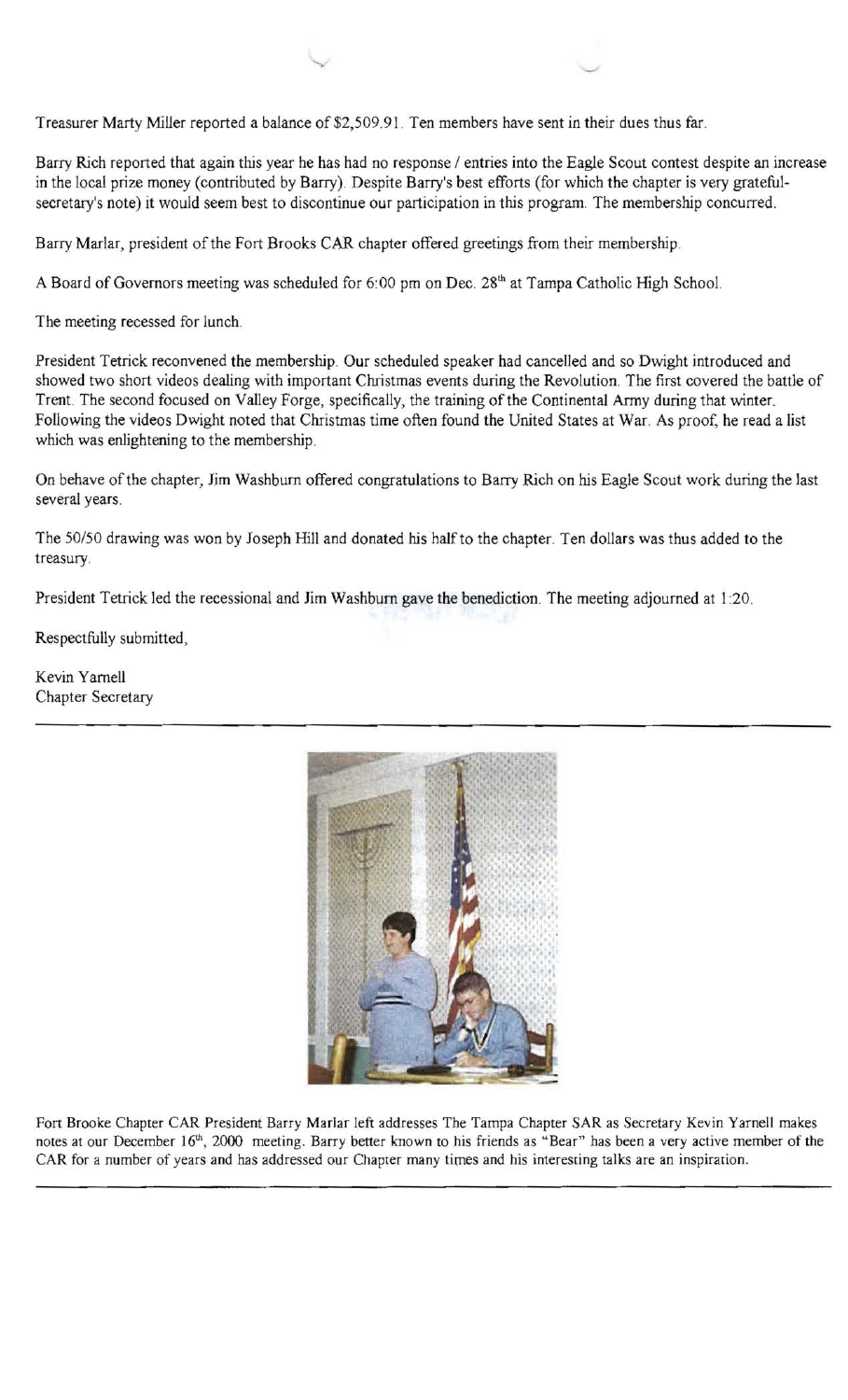Treasurer Marty Miller reported a balance of $2,509.91. Ten members have sent in their dues thus far.

Barry Rich reported that again this year he has had no response / entries into the Eagle Scout contest despite an increase in the local prize money (contributed by Barry). Despite Barry's best efforts (for which the chapter is very grateful-secretary's note) it would seem best to discontinue our participation in this program. The membership concurred.

Barry Marlar, president of the Fort Brooks CAR chapter offered greetings from their membership.

A Board of Governors meeting was scheduled for 6:00 pm on Dec. 28th at Tampa Catholic High School.

The meeting recessed for lunch.

President Tetrick reconvened the membership. Our scheduled speaker had cancelled and so Dwight introduced and showed two short videos dealing with important Christmas events during the Revolution. The first covered the battle of Trent. The second focused on Valley Forge, specifically, the training of the Continental Army during that winter. Following the videos Dwight noted that Christmas time often found the United States at War. As proof, he read a list which was enlightening to the membership.

On behave of the chapter, Jim Washburn offered congratulations to Barry Rich on his Eagle Scout work during the last several years.

The 50/50 drawing was won by Joseph Hill and donated his half to the chapter. Ten dollars was thus added to the treasury.

President Tetrick led the recessional and Jim Washburn gave the benediction. The meeting adjourned at 1:20.

Respectfully submitted,

Kevin Yarnell
Chapter Secretary

---

Fort Brooke Chapter CAR President Barry Marlar left addresses The Tampa Chapter SAR as Secretary Kevin Yarnell makes notes at our December 16th, 2000 meeting. Barry better known to his friends as "Bear" has been a very active member of the CAR for a number of years and has addressed our Chapter many times and his interesting talks are an inspiration.

---